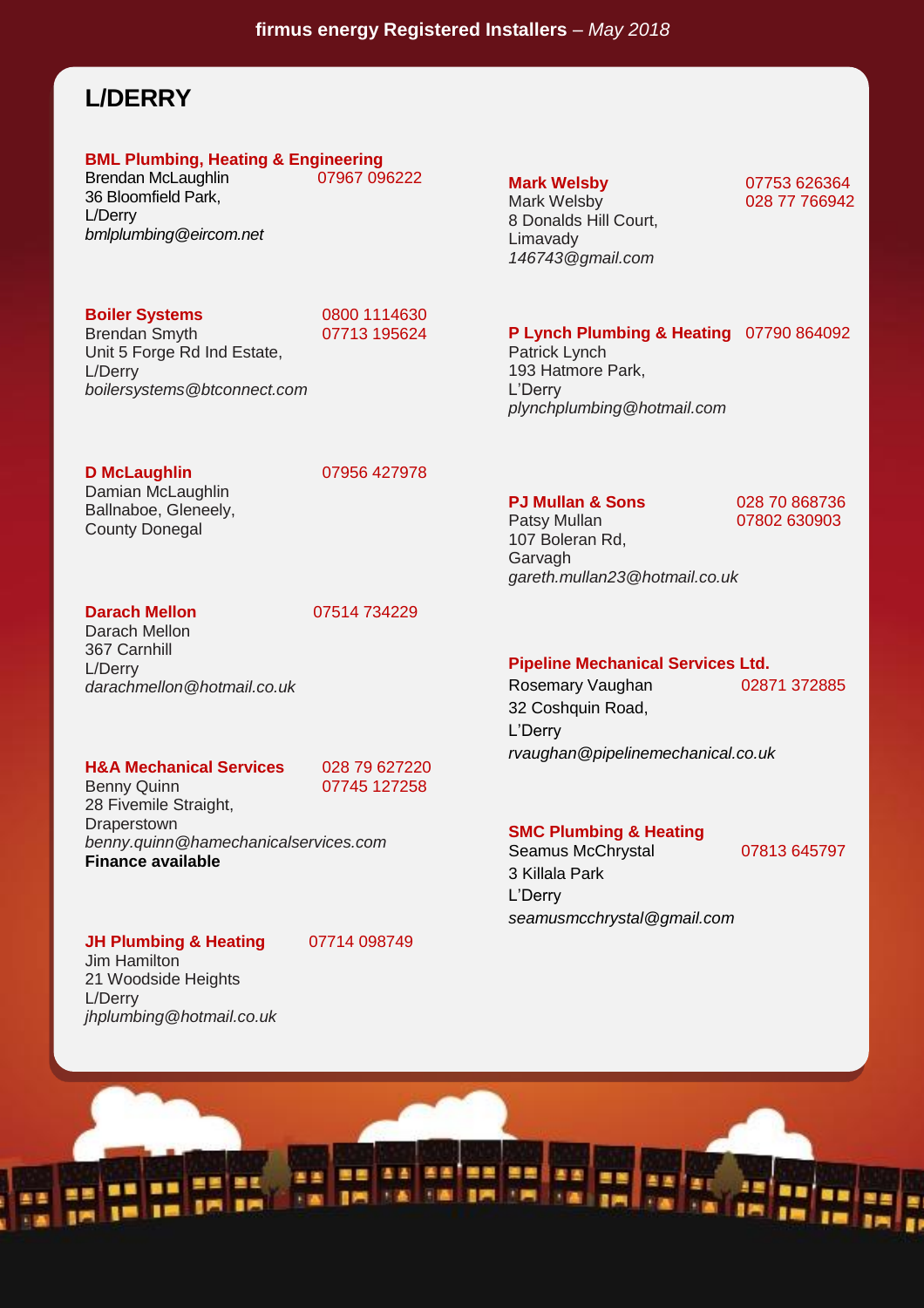firmus energy Registered Installers – *May 2018*

# L/DERRY

**BML Plumbing, Heating & Engineering**
Brendan McLaughlin 07967 096222
36 Bloomfield Park,
L/Derry
*bmlplumbing@eircom.net*

**Boiler Systems** 0800 1114630
Brendan Smyth 07713 195624
Unit 5 Forge Rd Ind Estate,
L/Derry
*boilersystems@btconnect.com*

**D McLaughlin** 07956 427978
Damian McLaughlin
Ballnaboe, Gleneely,
County Donegal

**Darach Mellon** 07514 734229
Darach Mellon
367 Carnhill
L/Derry
*darachmellon@hotmail.co.uk*

**H&A Mechanical Services** 028 79 627220
Benny Quinn 07745 127258
28 Fivemile Straight,
Draperstown
*benny.quinn@hamechanicalservices.com*
**Finance available**

**JH Plumbing & Heating** 07714 098749
Jim Hamilton
21 Woodside Heights
L/Derry
*jhplumbing@hotmail.co.uk*

**Mark Welsby** 07753 626364
Mark Welsby 028 77 766942
8 Donalds Hill Court,
Limavady
*146743@gmail.com*

**P Lynch Plumbing & Heating** 07790 864092
Patrick Lynch
193 Hatmore Park,
L'Derry
*plynchplumbing@hotmail.com*

**PJ Mullan & Sons** 028 70 868736
Patsy Mullan 07802 630903
107 Boleran Rd,
Garvagh
*gareth.mullan23@hotmail.co.uk*

**Pipeline Mechanical Services Ltd.**
Rosemary Vaughan 02871 372885
32 Coshquin Road,
L'Derry
*rvaughan@pipelinemechanical.co.uk*

**SMC Plumbing & Heating**
Seamus McChrystal 07813 645797
3 Killala Park
L'Derry
*seamusmcchrystal@gmail.com*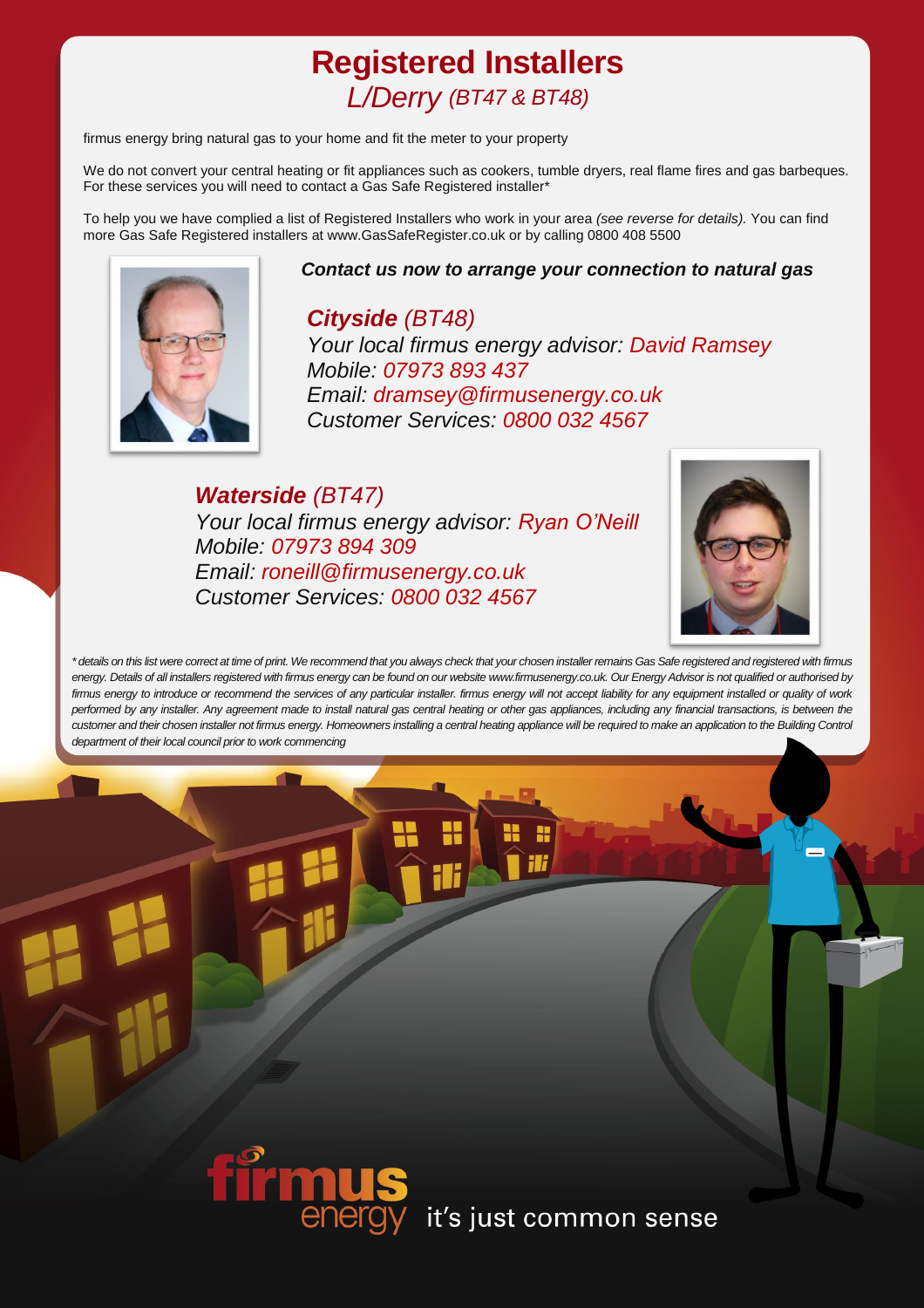# Registered Installers

## *L/Derry (BT47 & BT48)*

firmus energy bring natural gas to your home and fit the meter to your property

We do not convert your central heating or fit appliances such as cookers, tumble dryers, real flame fires and gas barbeques. For these services you will need to contact a Gas Safe Registered installer*

To help you we have complied a list of Registered Installers who work in your area *(see reverse for details).* You can find more Gas Safe Registered installers at www.GasSafeRegister.co.uk or by calling 0800 408 5500

***Contact us now to arrange your connection to natural gas***

***Cityside** (BT48)*
*Your local firmus energy advisor: David Ramsey*
*Mobile: 07973 893 437*
*Email: dramsey@firmusenergy.co.uk*
*Customer Services: 0800 032 4567*

***Waterside** (BT47)*
*Your local firmus energy advisor: Ryan O'Neill*
*Mobile: 07973 894 309*
*Email: roneill@firmusenergy.co.uk*
*Customer Services: 0800 032 4567*

*\* details on this list were correct at time of print. We recommend that you always check that your chosen installer remains Gas Safe registered and registered with firmus energy. Details of all installers registered with firmus energy can be found on our website www.firmusenergy.co.uk. Our Energy Advisor is not qualified or authorised by firmus energy to introduce or recommend the services of any particular installer. firmus energy will not accept liability for any equipment installed or quality of work performed by any installer. Any agreement made to install natural gas central heating or other gas appliances, including any financial transactions, is between the customer and their chosen installer not firmus energy. Homeowners installing a central heating appliance will be required to make an application to the Building Control department of their local council prior to work commencing*

firmus energy it's just common sense